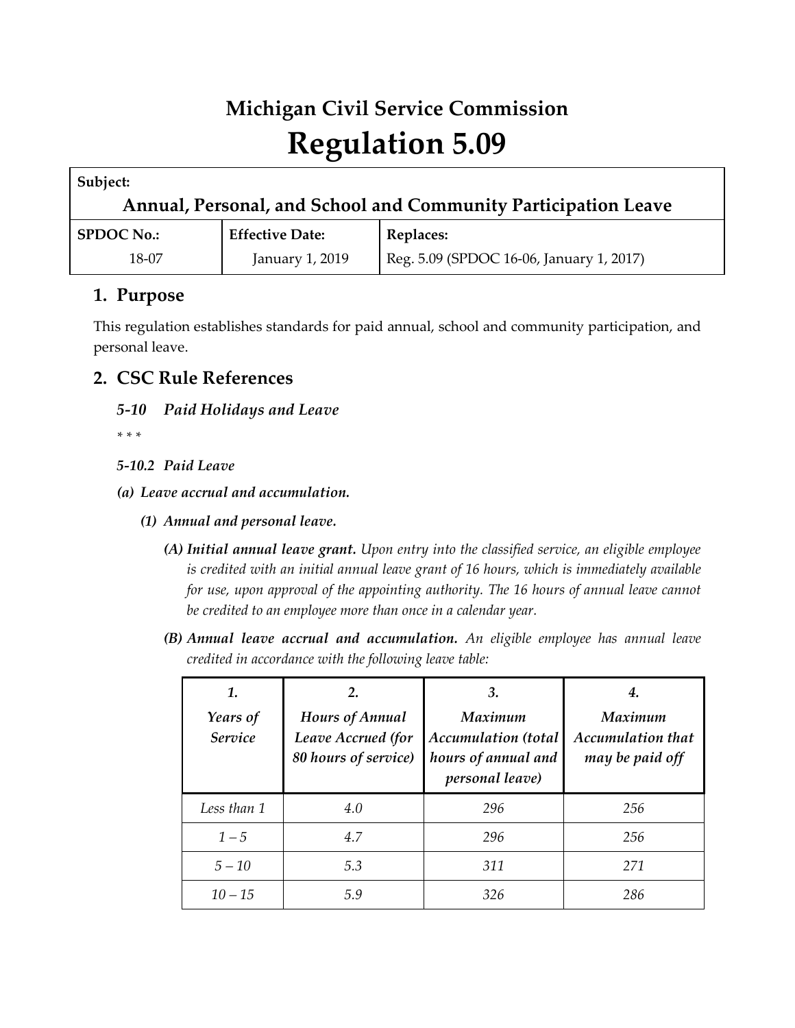# Michigan Civil Service Commission

# Regulation 5.09

| Subject: | | |
|---|---|---|
| **Annual, Personal, and School and Community Participation Leave** | | |
| **SPDOC No.:** | **Effective Date:** | **Replaces:** |
| 18-07 | January 1, 2019 | Reg. 5.09 (SPDOC 16-06, January 1, 2017) |

## 1. Purpose

This regulation establishes standards for paid annual, school and community participation, and personal leave.

## 2. CSC Rule References

### *5-10 Paid Holidays and Leave*

*\* \* \**

### *5-10.2 Paid Leave*

***(a) Leave accrual and accumulation.***

***(1) Annual and personal leave.***

***(A) Initial annual leave grant.*** *Upon entry into the classified service, an eligible employee is credited with an initial annual leave grant of 16 hours, which is immediately available for use, upon approval of the appointing authority. The 16 hours of annual leave cannot be credited to an employee more than once in a calendar year.*

***(B) Annual leave accrual and accumulation.*** *An eligible employee has annual leave credited in accordance with the following leave table:*

| *1. Years of Service* | *2. Hours of Annual Leave Accrued (for 80 hours of service)* | *3. Maximum Accumulation (total hours of annual and personal leave)* | *4. Maximum Accumulation that may be paid off* |
|---|---|---|---|
| *Less than 1* | *4.0* | *296* | *256* |
| *1 – 5* | *4.7* | *296* | *256* |
| *5 – 10* | *5.3* | *311* | *271* |
| *10 – 15* | *5.9* | *326* | *286* |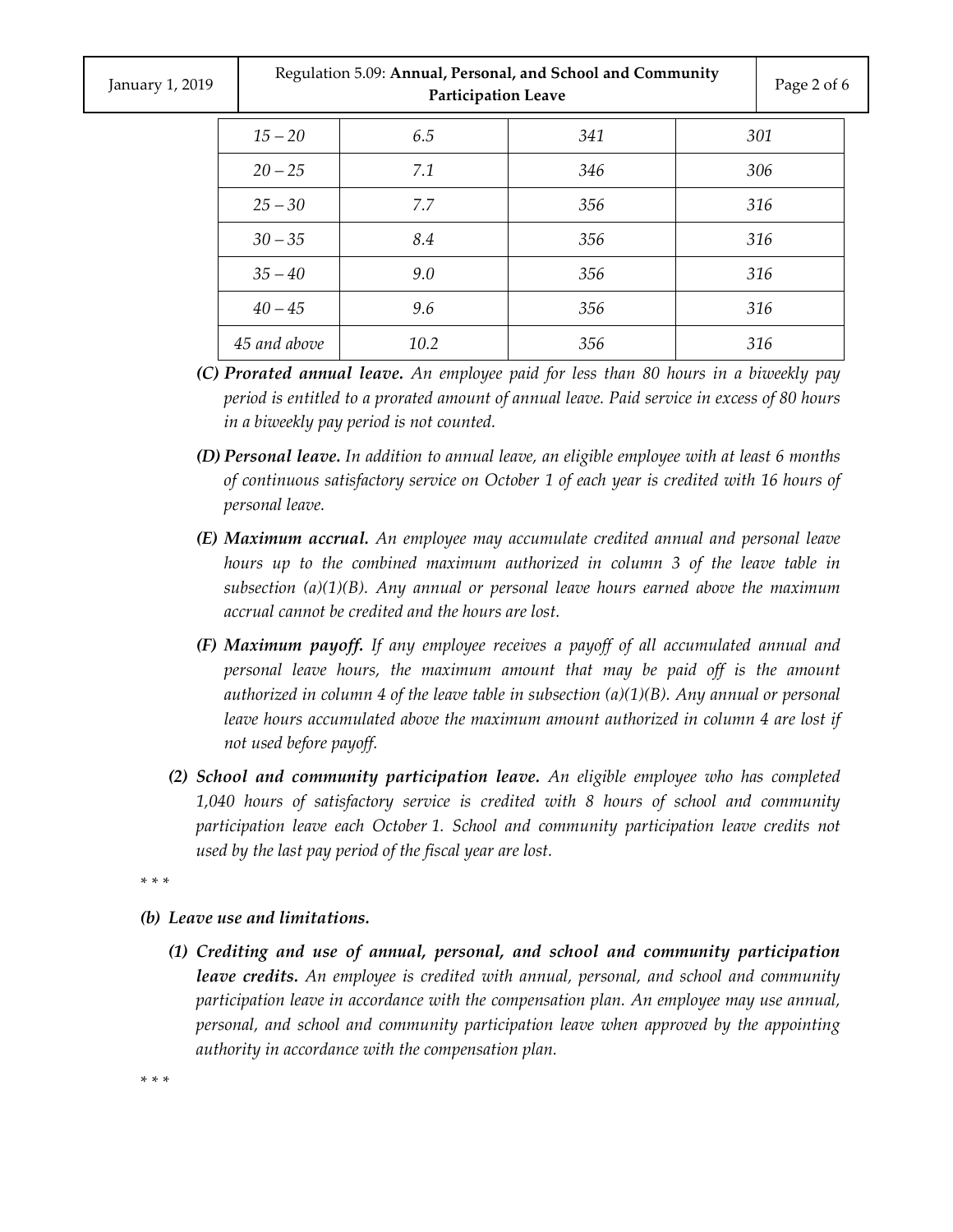| | | | |
|---|---|---|---|
| *15 – 20* | *6.5* | *341* | *301* |
| *20 – 25* | *7.1* | *346* | *306* |
| *25 – 30* | *7.7* | *356* | *316* |
| *30 – 35* | *8.4* | *356* | *316* |
| *35 – 40* | *9.0* | *356* | *316* |
| *40 – 45* | *9.6* | *356* | *316* |
| *45 and above* | *10.2* | *356* | *316* |

*(C)* ***Prorated annual leave.*** *An employee paid for less than 80 hours in a biweekly pay period is entitled to a prorated amount of annual leave. Paid service in excess of 80 hours in a biweekly pay period is not counted.*

*(D)* ***Personal leave.*** *In addition to annual leave, an eligible employee with at least 6 months of continuous satisfactory service on October 1 of each year is credited with 16 hours of personal leave.*

*(E)* ***Maximum accrual.*** *An employee may accumulate credited annual and personal leave hours up to the combined maximum authorized in column 3 of the leave table in subsection (a)(1)(B). Any annual or personal leave hours earned above the maximum accrual cannot be credited and the hours are lost.*

*(F)* ***Maximum payoff.*** *If any employee receives a payoff of all accumulated annual and personal leave hours, the maximum amount that may be paid off is the amount authorized in column 4 of the leave table in subsection (a)(1)(B). Any annual or personal leave hours accumulated above the maximum amount authorized in column 4 are lost if not used before payoff.*

*(2)* ***School and community participation leave.*** *An eligible employee who has completed 1,040 hours of satisfactory service is credited with 8 hours of school and community participation leave each October 1. School and community participation leave credits not used by the last pay period of the fiscal year are lost.*

\* \* \*

***(b) Leave use and limitations.***

*(1)* ***Crediting and use of annual, personal, and school and community participation leave credits.*** *An employee is credited with annual, personal, and school and community participation leave in accordance with the compensation plan. An employee may use annual, personal, and school and community participation leave when approved by the appointing authority in accordance with the compensation plan.*

\* \* \*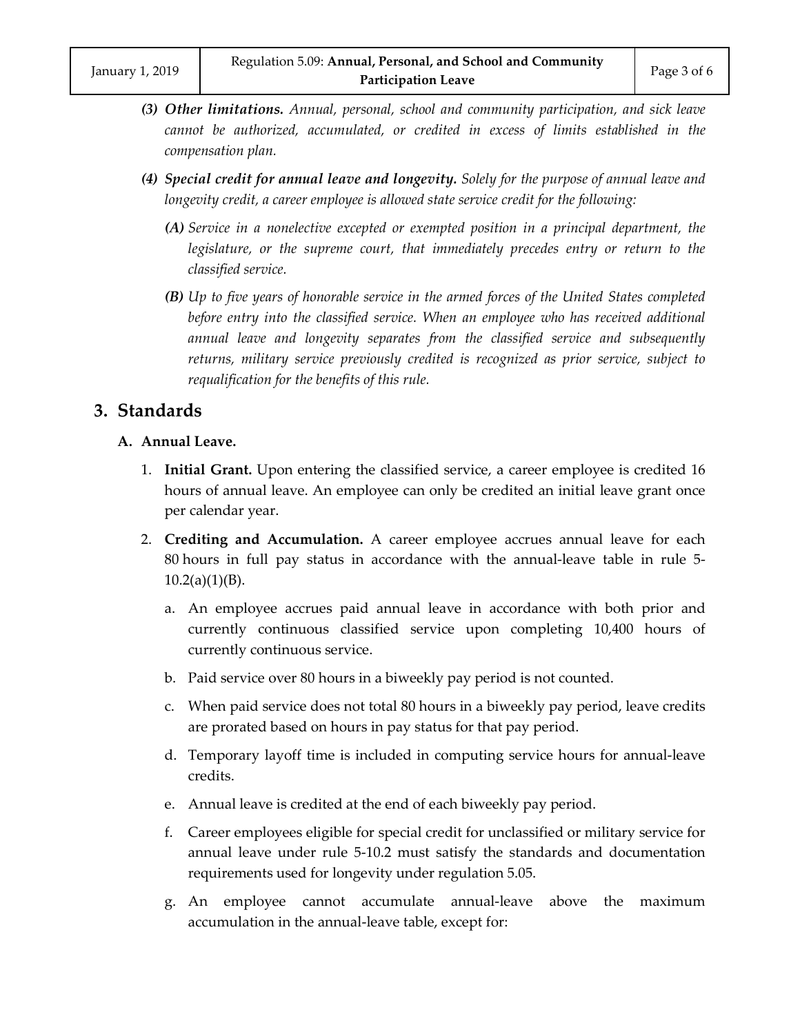*(3)* ***Other limitations.*** *Annual, personal, school and community participation, and sick leave cannot be authorized, accumulated, or credited in excess of limits established in the compensation plan.*

*(4)* ***Special credit for annual leave and longevity.*** *Solely for the purpose of annual leave and longevity credit, a career employee is allowed state service credit for the following:*

*(A)* *Service in a nonelective excepted or exempted position in a principal department, the legislature, or the supreme court, that immediately precedes entry or return to the classified service.*

*(B)* *Up to five years of honorable service in the armed forces of the United States completed before entry into the classified service. When an employee who has received additional annual leave and longevity separates from the classified service and subsequently returns, military service previously credited is recognized as prior service, subject to requalification for the benefits of this rule.*

## 3. Standards

### A. Annual Leave.

1. **Initial Grant.** Upon entering the classified service, a career employee is credited 16 hours of annual leave. An employee can only be credited an initial leave grant once per calendar year.
2. **Crediting and Accumulation.** A career employee accrues annual leave for each 80 hours in full pay status in accordance with the annual-leave table in rule 5-10.2(a)(1)(B).
   a. An employee accrues paid annual leave in accordance with both prior and currently continuous classified service upon completing 10,400 hours of currently continuous service.
   b. Paid service over 80 hours in a biweekly pay period is not counted.
   c. When paid service does not total 80 hours in a biweekly pay period, leave credits are prorated based on hours in pay status for that pay period.
   d. Temporary layoff time is included in computing service hours for annual-leave credits.
   e. Annual leave is credited at the end of each biweekly pay period.
   f. Career employees eligible for special credit for unclassified or military service for annual leave under rule 5-10.2 must satisfy the standards and documentation requirements used for longevity under regulation 5.05.
   g. An employee cannot accumulate annual-leave above the maximum accumulation in the annual-leave table, except for: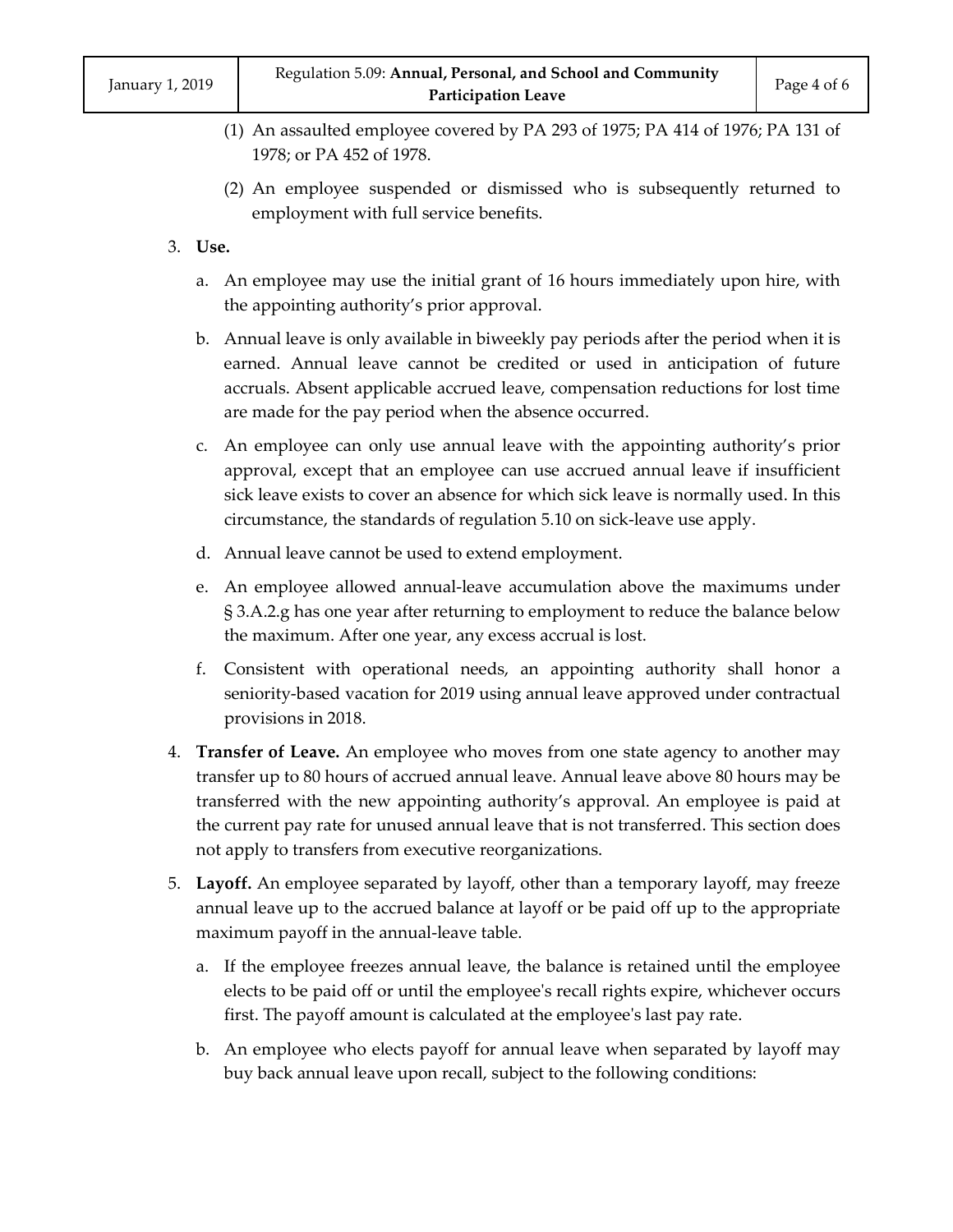(1) An assaulted employee covered by PA 293 of 1975; PA 414 of 1976; PA 131 of 1978; or PA 452 of 1978.

(2) An employee suspended or dismissed who is subsequently returned to employment with full service benefits.

3. **Use.**

   a. An employee may use the initial grant of 16 hours immediately upon hire, with the appointing authority's prior approval.

   b. Annual leave is only available in biweekly pay periods after the period when it is earned. Annual leave cannot be credited or used in anticipation of future accruals. Absent applicable accrued leave, compensation reductions for lost time are made for the pay period when the absence occurred.

   c. An employee can only use annual leave with the appointing authority's prior approval, except that an employee can use accrued annual leave if insufficient sick leave exists to cover an absence for which sick leave is normally used. In this circumstance, the standards of regulation 5.10 on sick-leave use apply.

   d. Annual leave cannot be used to extend employment.

   e. An employee allowed annual-leave accumulation above the maximums under § 3.A.2.g has one year after returning to employment to reduce the balance below the maximum. After one year, any excess accrual is lost.

   f. Consistent with operational needs, an appointing authority shall honor a seniority-based vacation for 2019 using annual leave approved under contractual provisions in 2018.

4. **Transfer of Leave.** An employee who moves from one state agency to another may transfer up to 80 hours of accrued annual leave. Annual leave above 80 hours may be transferred with the new appointing authority's approval. An employee is paid at the current pay rate for unused annual leave that is not transferred. This section does not apply to transfers from executive reorganizations.

5. **Layoff.** An employee separated by layoff, other than a temporary layoff, may freeze annual leave up to the accrued balance at layoff or be paid off up to the appropriate maximum payoff in the annual-leave table.

   a. If the employee freezes annual leave, the balance is retained until the employee elects to be paid off or until the employee's recall rights expire, whichever occurs first. The payoff amount is calculated at the employee's last pay rate.

   b. An employee who elects payoff for annual leave when separated by layoff may buy back annual leave upon recall, subject to the following conditions: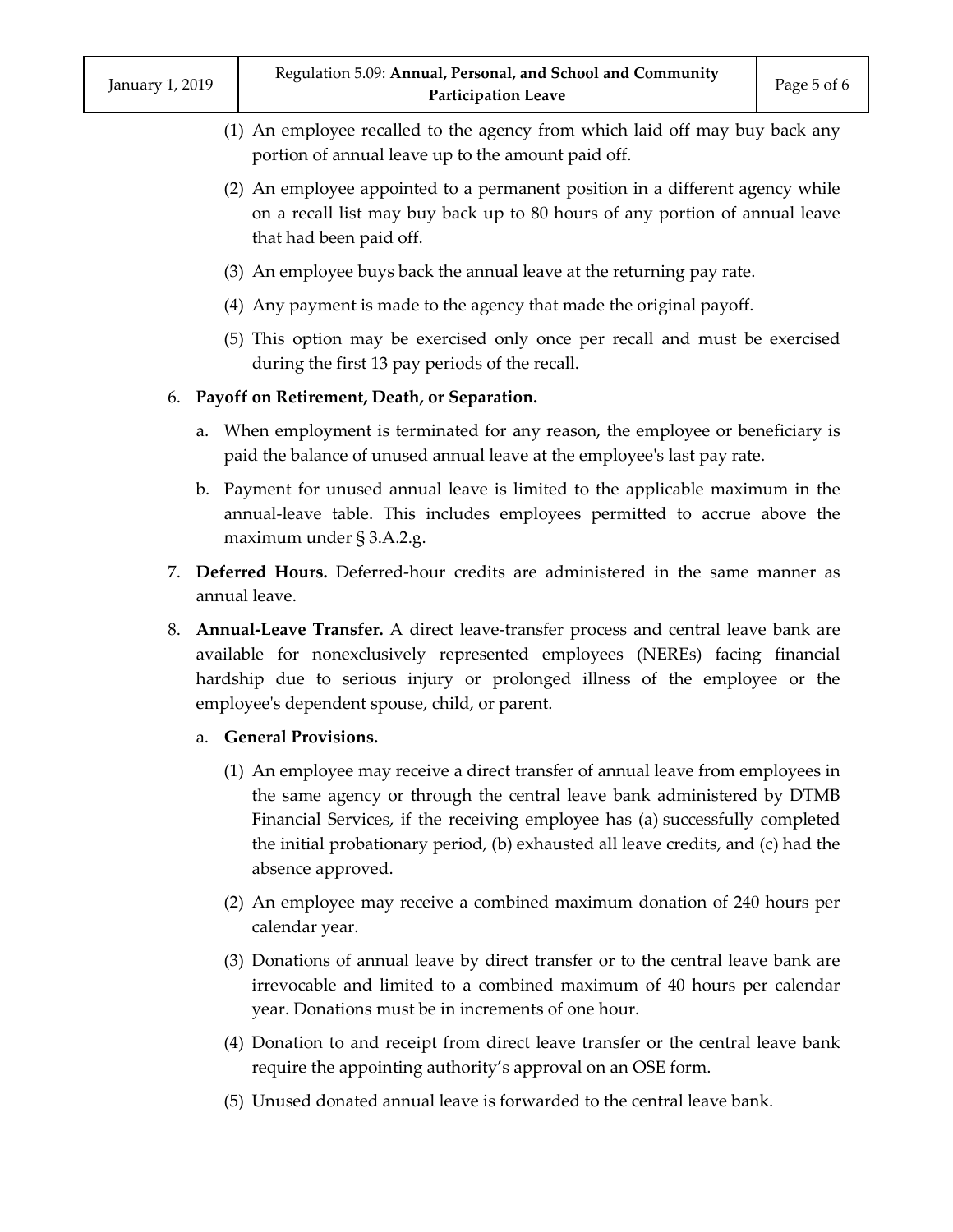(1) An employee recalled to the agency from which laid off may buy back any portion of annual leave up to the amount paid off.

(2) An employee appointed to a permanent position in a different agency while on a recall list may buy back up to 80 hours of any portion of annual leave that had been paid off.

(3) An employee buys back the annual leave at the returning pay rate.

(4) Any payment is made to the agency that made the original payoff.

(5) This option may be exercised only once per recall and must be exercised during the first 13 pay periods of the recall.

6. **Payoff on Retirement, Death, or Separation.**

   a. When employment is terminated for any reason, the employee or beneficiary is paid the balance of unused annual leave at the employee's last pay rate.

   b. Payment for unused annual leave is limited to the applicable maximum in the annual-leave table. This includes employees permitted to accrue above the maximum under § 3.A.2.g.

7. **Deferred Hours.** Deferred-hour credits are administered in the same manner as annual leave.

8. **Annual-Leave Transfer.** A direct leave-transfer process and central leave bank are available for nonexclusively represented employees (NEREs) facing financial hardship due to serious injury or prolonged illness of the employee or the employee's dependent spouse, child, or parent.

   a. **General Provisions.**

      (1) An employee may receive a direct transfer of annual leave from employees in the same agency or through the central leave bank administered by DTMB Financial Services, if the receiving employee has (a) successfully completed the initial probationary period, (b) exhausted all leave credits, and (c) had the absence approved.

      (2) An employee may receive a combined maximum donation of 240 hours per calendar year.

      (3) Donations of annual leave by direct transfer or to the central leave bank are irrevocable and limited to a combined maximum of 40 hours per calendar year. Donations must be in increments of one hour.

      (4) Donation to and receipt from direct leave transfer or the central leave bank require the appointing authority's approval on an OSE form.

      (5) Unused donated annual leave is forwarded to the central leave bank.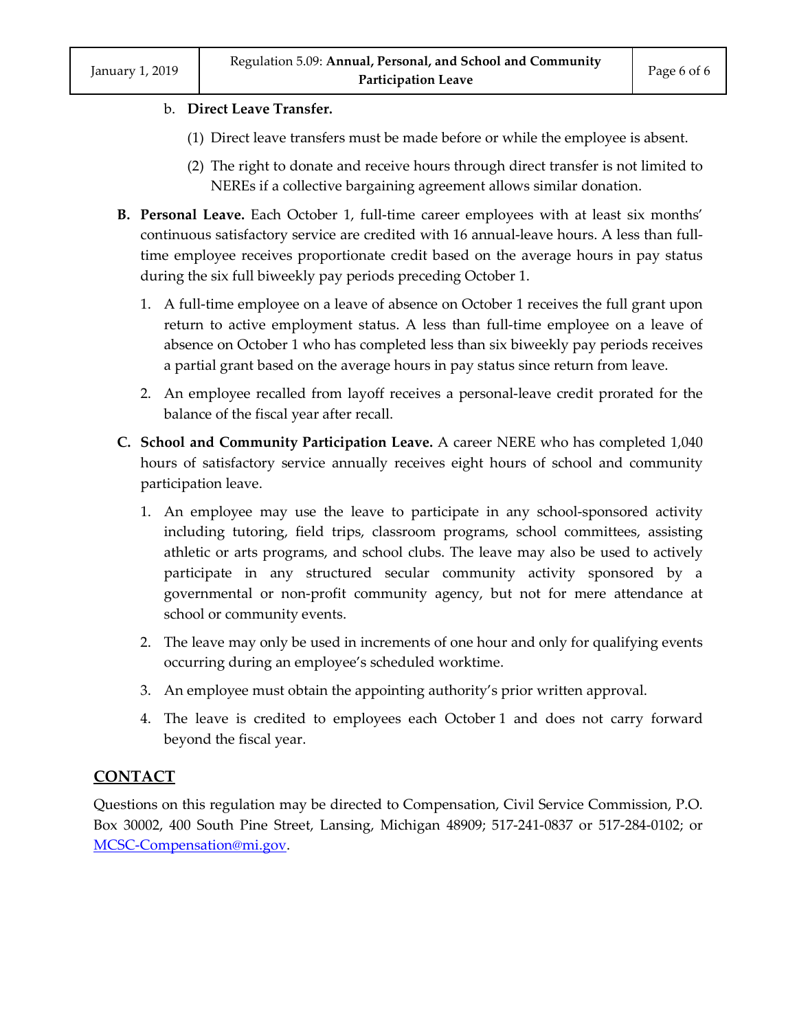b. **Direct Leave Transfer.**

(1) Direct leave transfers must be made before or while the employee is absent.

(2) The right to donate and receive hours through direct transfer is not limited to NEREs if a collective bargaining agreement allows similar donation.

**B. Personal Leave.** Each October 1, full-time career employees with at least six months' continuous satisfactory service are credited with 16 annual-leave hours. A less than full-time employee receives proportionate credit based on the average hours in pay status during the six full biweekly pay periods preceding October 1.

1. A full-time employee on a leave of absence on October 1 receives the full grant upon return to active employment status. A less than full-time employee on a leave of absence on October 1 who has completed less than six biweekly pay periods receives a partial grant based on the average hours in pay status since return from leave.

2. An employee recalled from layoff receives a personal-leave credit prorated for the balance of the fiscal year after recall.

**C. School and Community Participation Leave.** A career NERE who has completed 1,040 hours of satisfactory service annually receives eight hours of school and community participation leave.

1. An employee may use the leave to participate in any school-sponsored activity including tutoring, field trips, classroom programs, school committees, assisting athletic or arts programs, and school clubs. The leave may also be used to actively participate in any structured secular community activity sponsored by a governmental or non-profit community agency, but not for mere attendance at school or community events.

2. The leave may only be used in increments of one hour and only for qualifying events occurring during an employee's scheduled worktime.

3. An employee must obtain the appointing authority's prior written approval.

4. The leave is credited to employees each October 1 and does not carry forward beyond the fiscal year.

## CONTACT

Questions on this regulation may be directed to Compensation, Civil Service Commission, P.O. Box 30002, 400 South Pine Street, Lansing, Michigan 48909; 517-241-0837 or 517-284-0102; or MCSC-Compensation@mi.gov.